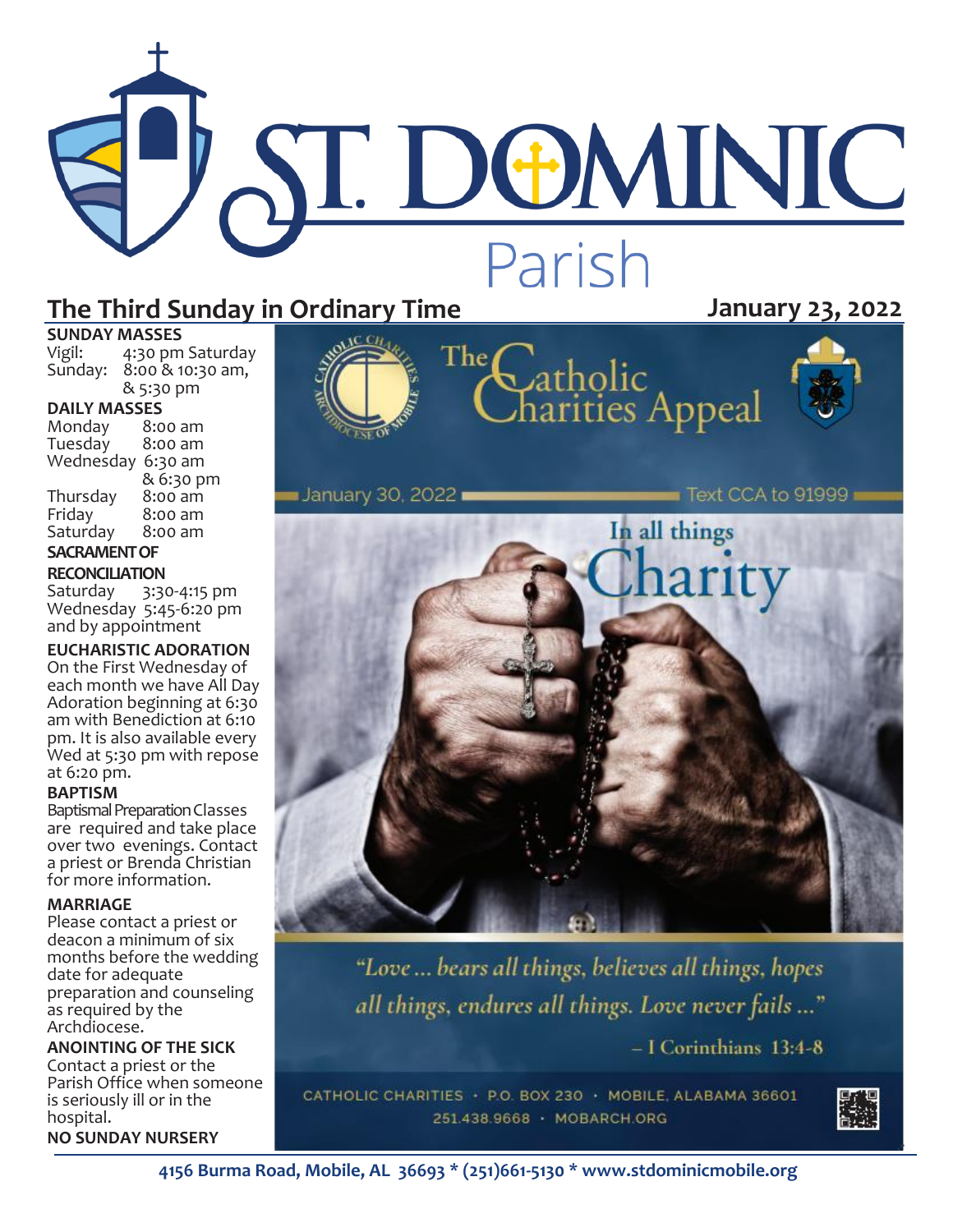# ST. DOMINIC Parish

## The Third Sunday in Ordinary Time

**January 23, 2022**

**SUNDAY MASSES**

Vigil: 4:30 pm Saturday
Sunday: 8:00 & 10:30 am, & 5:30 pm

**DAILY MASSES**

| | |
|---|---|
| Monday | 8:00 am |
| Tuesday | 8:00 am |
| Wednesday | 6:30 am & 6:30 pm |
| Thursday | 8:00 am |
| Friday | 8:00 am |
| Saturday | 8:00 am |

**SACRAMENT OF RECONCILIATION**

Saturday 3:30-4:15 pm
Wednesday 5:45-6:20 pm
and by appointment

**EUCHARISTIC ADORATION**

On the First Wednesday of each month we have All Day Adoration beginning at 6:30 am with Benediction at 6:10 pm. It is also available every Wed at 5:30 pm with repose at 6:20 pm.

**BAPTISM**

Baptismal Preparation Classes are required and take place over two evenings. Contact a priest or Brenda Christian for more information.

**MARRIAGE**

Please contact a priest or deacon a minimum of six months before the wedding date for adequate preparation and counseling as required by the Archdiocese.

**ANOINTING OF THE SICK**

Contact a priest or the Parish Office when someone is seriously ill or in the hospital.

**NO SUNDAY NURSERY**

The Catholic Charities Appeal

January 30, 2022 — Text CCA to 91999

In all things Charity

*"Love ... bears all things, believes all things, hopes all things, endures all things. Love never fails ..."*

– I Corinthians 13:4-8

CATHOLIC CHARITIES · P.O. BOX 230 · MOBILE, ALABAMA 36601
251.438.9668 · MOBARCH.ORG

4156 Burma Road, Mobile, AL 36693 * (251)661-5130 * www.stdominicmobile.org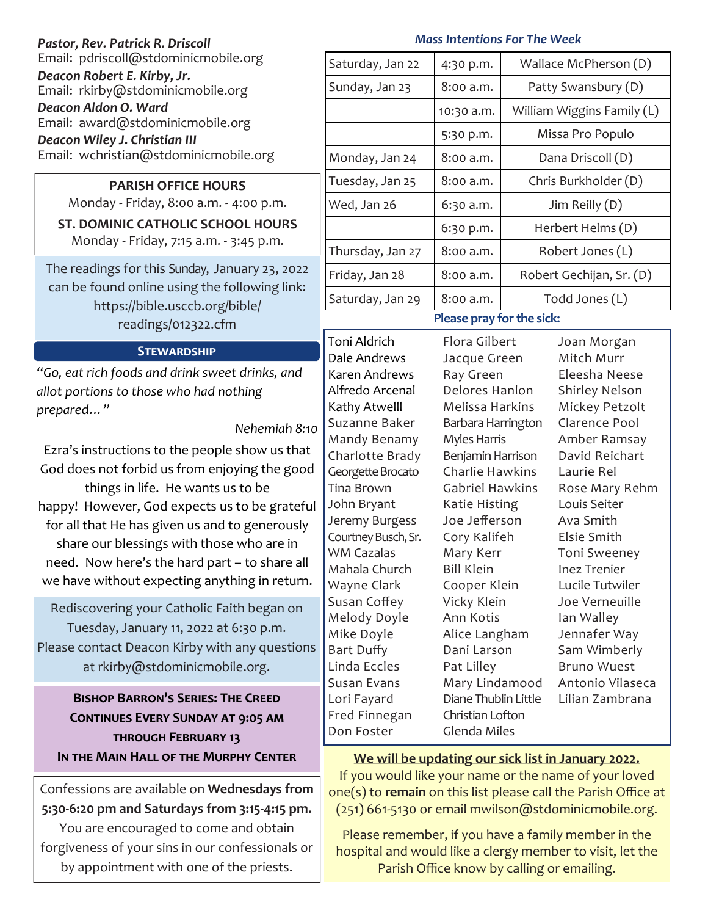***Pastor, Rev. Patrick R. Driscoll***
Email: pdriscoll@stdominicmobile.org

***Deacon Robert E. Kirby, Jr.***
Email: rkirby@stdominicmobile.org

***Deacon Aldon O. Ward***
Email: award@stdominicmobile.org

***Deacon Wiley J. Christian III***
Email: wchristian@stdominicmobile.org

**PARISH OFFICE HOURS**
Monday - Friday, 8:00 a.m. - 4:00 p.m.

**ST. DOMINIC CATHOLIC SCHOOL HOURS**
Monday - Friday, 7:15 a.m. - 3:45 p.m.

The readings for this Sunday, January 23, 2022 can be found online using the following link: https://bible.usccb.org/bible/readings/012322.cfm

## STEWARDSHIP

*"Go, eat rich foods and drink sweet drinks, and allot portions to those who had nothing prepared…"*

*Nehemiah 8:10*

Ezra's instructions to the people show us that God does not forbid us from enjoying the good things in life. He wants us to be happy! However, God expects us to be grateful for all that He has given us and to generously share our blessings with those who are in need. Now here's the hard part – to share all we have without expecting anything in return.

Rediscovering your Catholic Faith began on Tuesday, January 11, 2022 at 6:30 p.m. Please contact Deacon Kirby with any questions at rkirby@stdominicmobile.org.

**BISHOP BARRON'S SERIES: THE CREED CONTINUES EVERY SUNDAY AT 9:05 AM THROUGH FEBRUARY 13 IN THE MAIN HALL OF THE MURPHY CENTER**

Confessions are available on **Wednesdays from 5:30-6:20 pm and Saturdays from 3:15-4:15 pm.** You are encouraged to come and obtain forgiveness of your sins in our confessionals or by appointment with one of the priests.

### *Mass Intentions For The Week*

| | | |
|---|---|---|
| Saturday, Jan 22 | 4:30 p.m. | Wallace McPherson (D) |
| Sunday, Jan 23 | 8:00 a.m. | Patty Swansbury (D) |
| | 10:30 a.m. | William Wiggins Family (L) |
| | 5:30 p.m. | Missa Pro Populo |
| Monday, Jan 24 | 8:00 a.m. | Dana Driscoll (D) |
| Tuesday, Jan 25 | 8:00 a.m. | Chris Burkholder (D) |
| Wed, Jan 26 | 6:30 a.m. | Jim Reilly (D) |
| | 6:30 p.m. | Herbert Helms (D) |
| Thursday, Jan 27 | 8:00 a.m. | Robert Jones (L) |
| Friday, Jan 28 | 8:00 a.m. | Robert Gechijan, Sr. (D) |
| Saturday, Jan 29 | 8:00 a.m. | Todd Jones (L) |

### Please pray for the sick:

Toni Aldrich
Dale Andrews
Karen Andrews
Alfredo Arcenal
Kathy Atwelll
Suzanne Baker
Mandy Benamy
Charlotte Brady
Georgette Brocato
Tina Brown
John Bryant
Jeremy Burgess
Courtney Busch, Sr.
WM Cazalas
Mahala Church
Wayne Clark
Susan Coffey
Melody Doyle
Mike Doyle
Bart Duffy
Linda Eccles
Susan Evans
Lori Fayard
Fred Finnegan
Don Foster
Flora Gilbert
Jacque Green
Ray Green
Delores Hanlon
Melissa Harkins
Barbara Harrington
Myles Harris
Benjamin Harrison
Charlie Hawkins
Gabriel Hawkins
Katie Histing
Joe Jefferson
Cory Kalifeh
Mary Kerr
Bill Klein
Cooper Klein
Vicky Klein
Ann Kotis
Alice Langham
Dani Larson
Pat Lilley
Mary Lindamood
Diane Thublin Little
Christian Lofton
Glenda Miles
Joan Morgan
Mitch Murr
Eleesha Neese
Shirley Nelson
Mickey Petzolt
Clarence Pool
Amber Ramsay
David Reichart
Laurie Rel
Rose Mary Rehm
Louis Seiter
Ava Smith
Elsie Smith
Toni Sweeney
Inez Trenier
Lucile Tutwiler
Joe Verneuille
Ian Walley
Jennafer Way
Sam Wimberly
Bruno Wuest
Antonio Vilaseca
Lilian Zambrana

**We will be updating our sick list in January 2022.**
If you would like your name or the name of your loved one(s) to **remain** on this list please call the Parish Office at (251) 661-5130 or email mwilson@stdominicmobile.org.

Please remember, if you have a family member in the hospital and would like a clergy member to visit, let the Parish Office know by calling or emailing.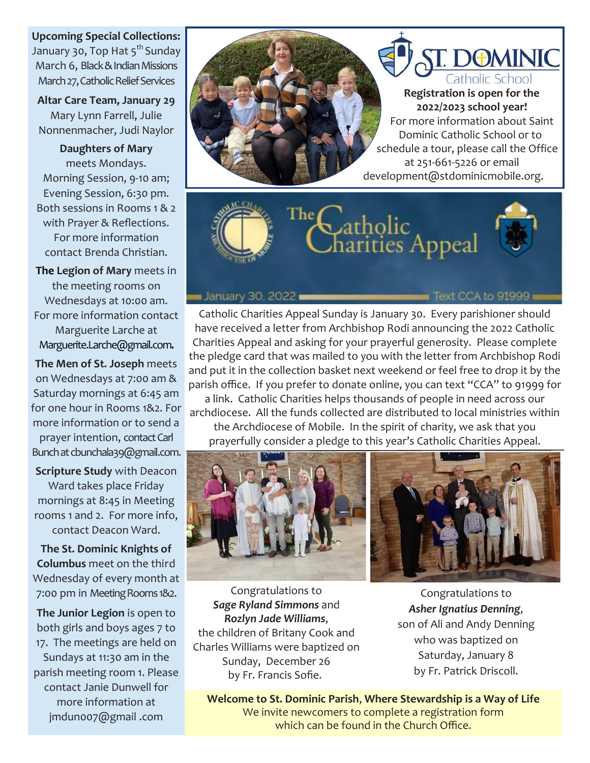**Upcoming Special Collections:**
January 30, Top Hat 5th Sunday
March 6, Black & Indian Missions
March 27, Catholic Relief Services

**Altar Care Team, January 29**
Mary Lynn Farrell, Julie Nonnenmacher, Judi Naylor

**Daughters of Mary** meets Mondays. Morning Session, 9-10 am; Evening Session, 6:30 pm. Both sessions in Rooms 1 & 2 with Prayer & Reflections. For more information contact Brenda Christian.

**The Legion of Mary** meets in the meeting rooms on Wednesdays at 10:00 am. For more information contact Marguerite Larche at Marguerite.Larche@gmail.com.

**The Men of St. Joseph** meets on Wednesdays at 7:00 am & Saturday mornings at 6:45 am for one hour in Rooms 1&2. For more information or to send a prayer intention, contact Carl Bunch at cbunchala39@gmail.com.

**Scripture Study** with Deacon Ward takes place Friday mornings at 8:45 in Meeting rooms 1 and 2. For more info, contact Deacon Ward.

**The St. Dominic Knights of Columbus** meet on the third Wednesday of every month at 7:00 pm in Meeting Rooms 1&2.

**The Junior Legion** is open to both girls and boys ages 7 to 17. The meetings are held on Sundays at 11:30 am in the parish meeting room 1. Please contact Janie Dunwell for more information at jmdun007@gmail .com

ST. DOMINIC
Catholic School

**Registration is open for the 2022/2023 school year!**
For more information about Saint Dominic Catholic School or to schedule a tour, please call the Office at 251-661-5226 or email development@stdominicmobile.org.

The Catholic Charities Appeal
January 30, 2022 — Text CCA to 91999

Catholic Charities Appeal Sunday is January 30. Every parishioner should have received a letter from Archbishop Rodi announcing the 2022 Catholic Charities Appeal and asking for your prayerful generosity. Please complete the pledge card that was mailed to you with the letter from Archbishop Rodi and put it in the collection basket next weekend or feel free to drop it by the parish office. If you prefer to donate online, you can text "CCA" to 91999 for a link. Catholic Charities helps thousands of people in need across our archdiocese. All the funds collected are distributed to local ministries within the Archdiocese of Mobile. In the spirit of charity, we ask that you prayerfully consider a pledge to this year's Catholic Charities Appeal.

Congratulations to ***Sage Ryland Simmons*** and ***Rozlyn Jade Williams***, the children of Britany Cook and Charles Williams were baptized on Sunday, December 26 by Fr. Francis Sofie.

Congratulations to ***Asher Ignatius Denning***, son of Ali and Andy Denning who was baptized on Saturday, January 8 by Fr. Patrick Driscoll.

**Welcome to St. Dominic Parish, Where Stewardship is a Way of Life**
We invite newcomers to complete a registration form which can be found in the Church Office.